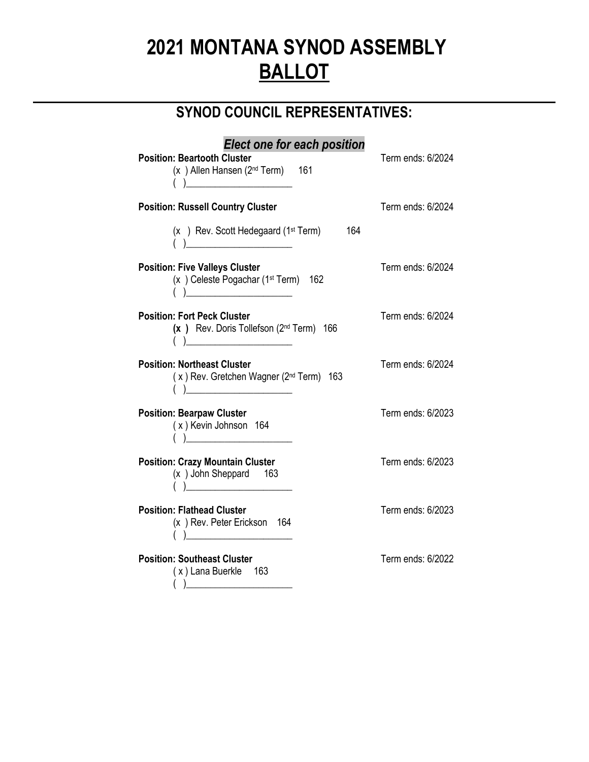# 2021 MONTANA SYNOD ASSEMBLY
# BALLOT

## SYNOD COUNCIL REPRESENTATIVES:

***Elect one for each position***

**Position: Beartooth Cluster** Term ends: 6/2024
(x ) Allen Hansen (2nd Term) 161
( )______________________

**Position: Russell Country Cluster** Term ends: 6/2024
(x ) Rev. Scott Hedegaard (1st Term) 164
( )______________________

**Position: Five Valleys Cluster** Term ends: 6/2024
(x ) Celeste Pogachar (1st Term) 162
( )______________________

**Position: Fort Peck Cluster** Term ends: 6/2024
**(x )** Rev. Doris Tollefson (2nd Term) 166
( )______________________

**Position: Northeast Cluster** Term ends: 6/2024
( x ) Rev. Gretchen Wagner (2nd Term) 163
( )______________________

**Position: Bearpaw Cluster** Term ends: 6/2023
( x ) Kevin Johnson 164
( )______________________

**Position: Crazy Mountain Cluster** Term ends: 6/2023
(x ) John Sheppard 163
( )______________________

**Position: Flathead Cluster** Term ends: 6/2023
(x ) Rev. Peter Erickson 164
( )______________________

**Position: Southeast Cluster** Term ends: 6/2022
( x ) Lana Buerkle 163
( )______________________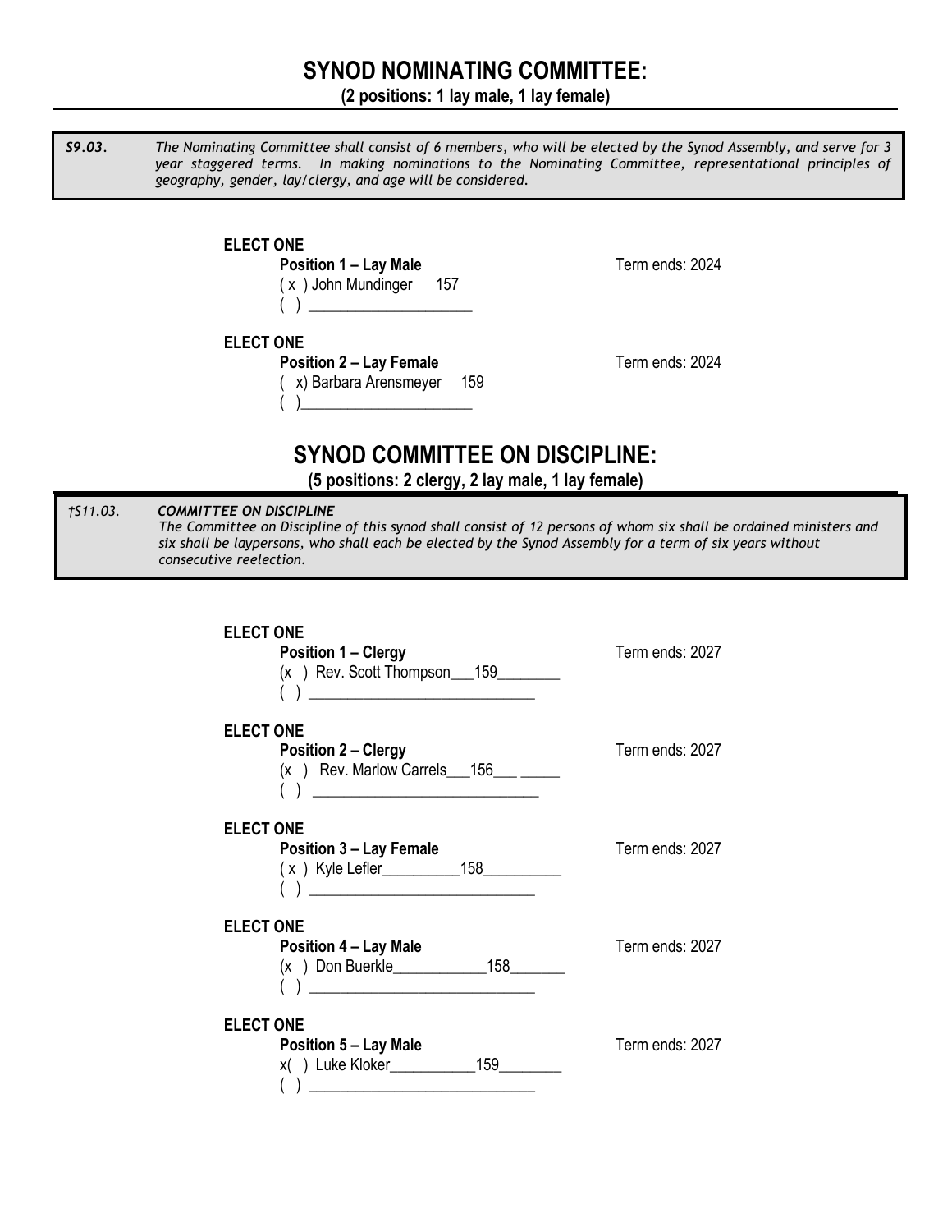# SYNOD NOMINATING COMMITTEE:

**(2 positions: 1 lay male, 1 lay female)**

> ***S9.03.*** *The Nominating Committee shall consist of 6 members, who will be elected by the Synod Assembly, and serve for 3 year staggered terms. In making nominations to the Nominating Committee, representational principles of geography, gender, lay/clergy, and age will be considered.*

**ELECT ONE**

**Position 1 – Lay Male** — Term ends: 2024

( x ) John Mundinger 157

( ) ____________________

**ELECT ONE**

**Position 2 – Lay Female** — Term ends: 2024

( x) Barbara Arensmeyer 159

( )____________________

# SYNOD COMMITTEE ON DISCIPLINE:

**(5 positions: 2 clergy, 2 lay male, 1 lay female)**

> *†S11.03.* ***COMMITTEE ON DISCIPLINE***
> *The Committee on Discipline of this synod shall consist of 12 persons of whom six shall be ordained ministers and six shall be laypersons, who shall each be elected by the Synod Assembly for a term of six years without consecutive reelection.*

**ELECT ONE**

**Position 1 – Clergy** — Term ends: 2027

(x ) Rev. Scott Thompson___159________

( ) ____________________________

**ELECT ONE**

**Position 2 – Clergy** — Term ends: 2027

(x ) Rev. Marlow Carrels___156___ _____

( ) ____________________________

**ELECT ONE**

**Position 3 – Lay Female** — Term ends: 2027

( x ) Kyle Lefler__________158__________

( ) ____________________________

**ELECT ONE**

**Position 4 – Lay Male** — Term ends: 2027

(x ) Don Buerkle____________158_______

( ) ____________________________

**ELECT ONE**

**Position 5 – Lay Male** — Term ends: 2027

x( ) Luke Kloker___________159________

( ) ____________________________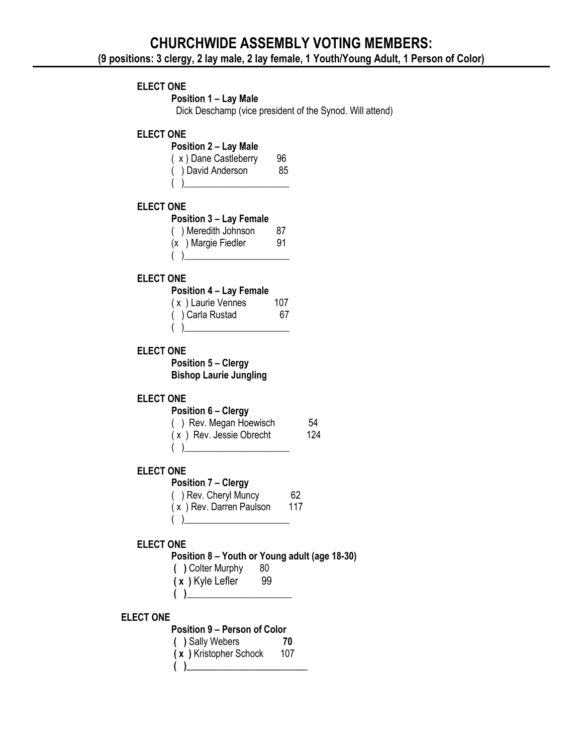# CHURCHWIDE ASSEMBLY VOTING MEMBERS:

**(9 positions: 3 clergy, 2 lay male, 2 lay female, 1 Youth/Young Adult, 1 Person of Color)**

**ELECT ONE**

**Position 1 – Lay Male**

Dick Deschamp (vice president of the Synod. Will attend)

**ELECT ONE**

**Position 2 – Lay Male**

( x ) Dane Castleberry 96
( ) David Anderson 85
( )______________________

**ELECT ONE**

**Position 3 – Lay Female**

( ) Meredith Johnson 87
(x ) Margie Fiedler 91
( )______________________

**ELECT ONE**

**Position 4 – Lay Female**

( x ) Laurie Vennes 107
( ) Carla Rustad 67
( )______________________

**ELECT ONE**

**Position 5 – Clergy**

**Bishop Laurie Jungling**

**ELECT ONE**

**Position 6 – Clergy**

( ) Rev. Megan Hoewisch 54
( x ) Rev. Jessie Obrecht 124
( )______________________

**ELECT ONE**

**Position 7 – Clergy**

( ) Rev. Cheryl Muncy 62
( x ) Rev. Darren Paulson 117
( )______________________

**ELECT ONE**

**Position 8 – Youth or Young adult (age 18-30)**

**( )** Colter Murphy 80
**( x )** Kyle Lefler 99
**( )**______________________

**ELECT ONE**

**Position 9 – Person of Color**

**( )** Sally Webers **70**
**( x )** Kristopher Schock 107
**( )**______________________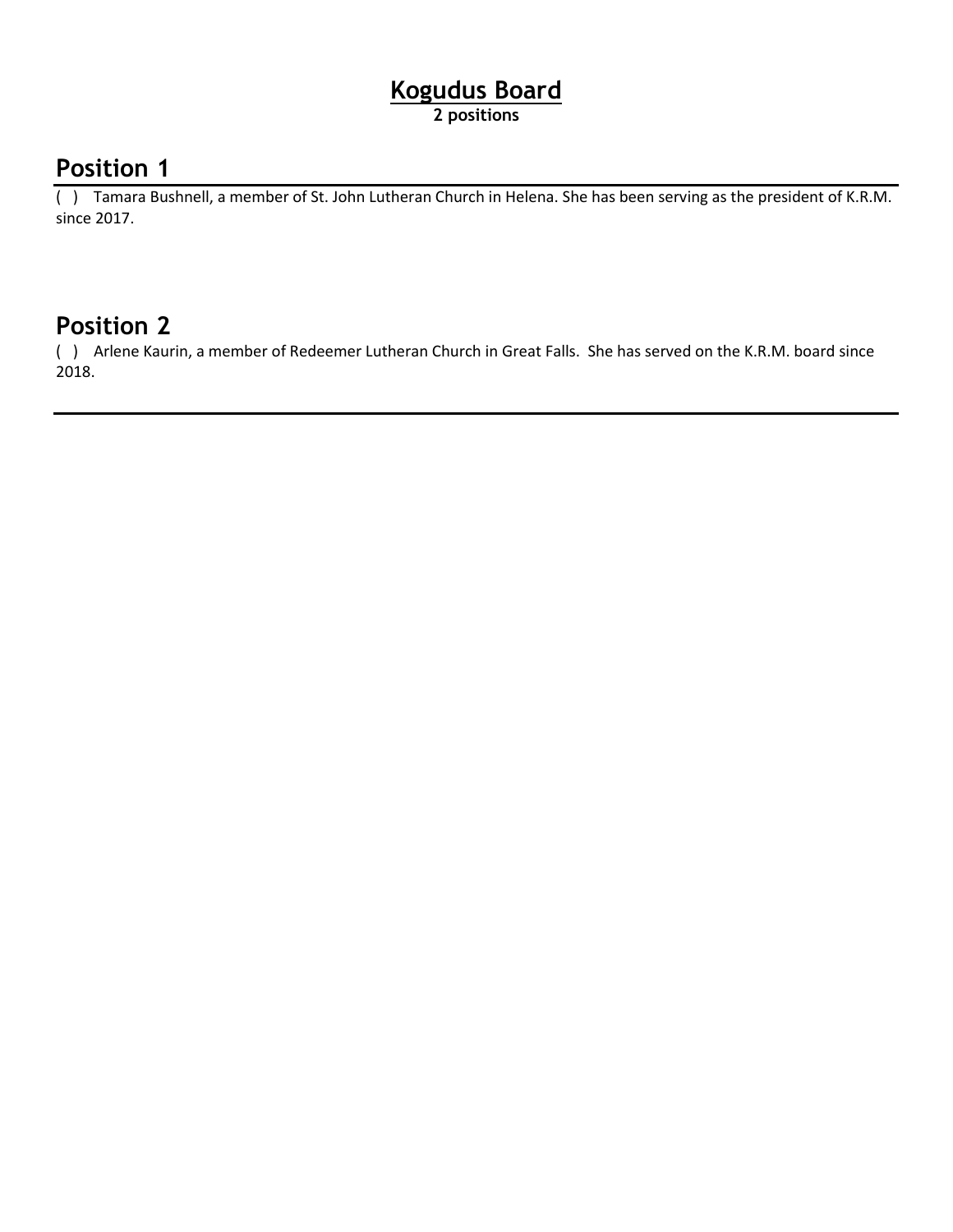# Kogudus Board

**2 positions**

## Position 1

( ) Tamara Bushnell, a member of St. John Lutheran Church in Helena. She has been serving as the president of K.R.M. since 2017.

## Position 2

( ) Arlene Kaurin, a member of Redeemer Lutheran Church in Great Falls. She has served on the K.R.M. board since 2018.